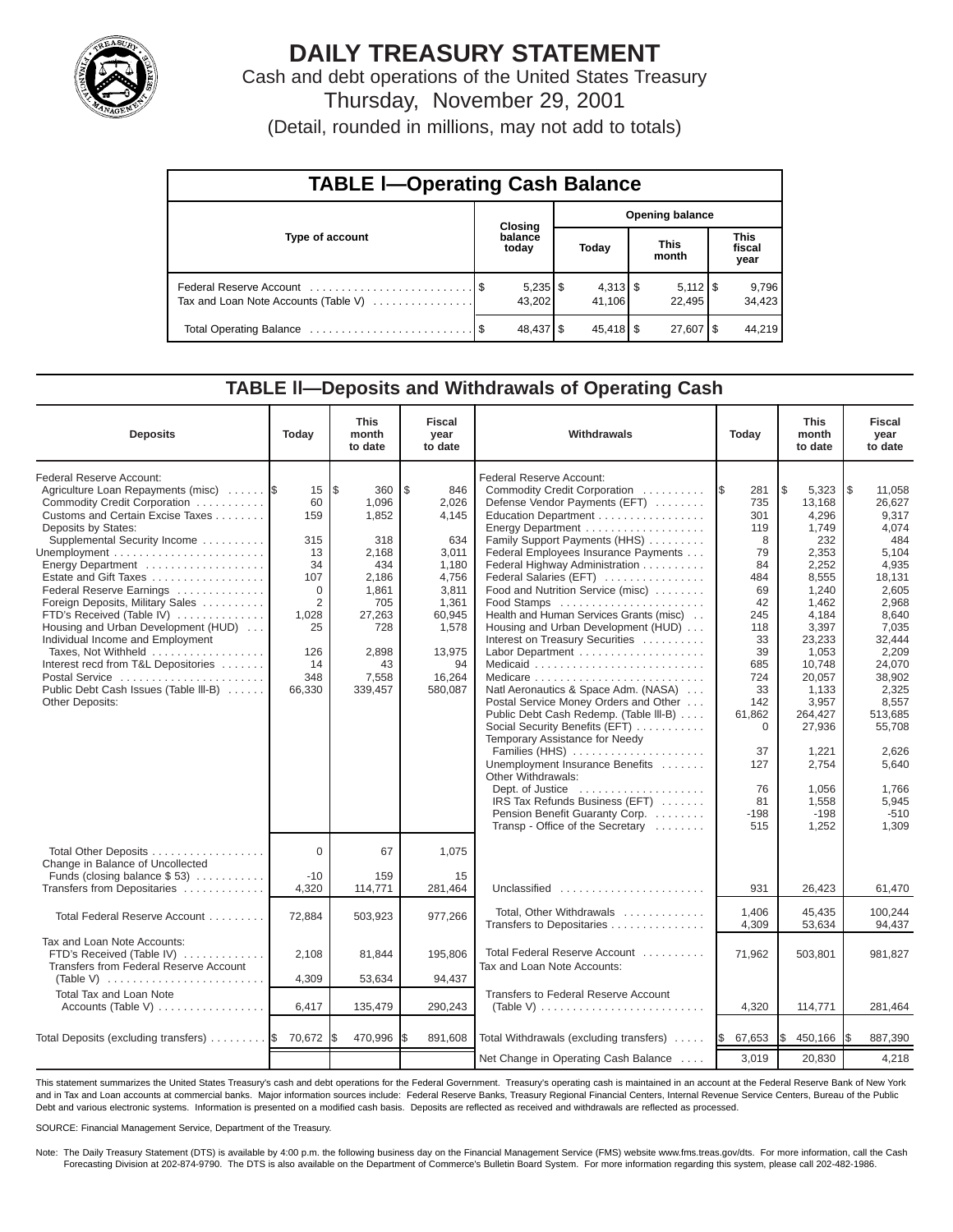# DAILY TREASURY STATEMENT

Cash and debt operations of the United States Treasury

Thursday, November 29, 2001

(Detail, rounded in millions, may not add to totals)

## TABLE I—Operating Cash Balance

| Type of account | Closing balance today | Opening balance Today | Opening balance This month | Opening balance This fiscal year |
|---|---|---|---|---|
| Federal Reserve Account | $ 5,235 | $ 4,313 | $ 5,112 | $ 9,796 |
| Tax and Loan Note Accounts (Table V) | 43,202 | 41,106 | 22,495 | 34,423 |
| Total Operating Balance | $ 48,437 | $ 45,418 | $ 27,607 | $ 44,219 |

## TABLE II—Deposits and Withdrawals of Operating Cash

| Deposits | Today | This month to date | Fiscal year to date |
|---|---|---|---|
| Federal Reserve Account: | | | |
| Agriculture Loan Repayments (misc) | $ 15 | $ 360 | $ 846 |
| Commodity Credit Corporation | 60 | 1,096 | 2,026 |
| Customs and Certain Excise Taxes | 159 | 1,852 | 4,145 |
| Deposits by States: | | | |
| Supplemental Security Income | 315 | 318 | 634 |
| Unemployment | 13 | 2,168 | 3,011 |
| Energy Department | 34 | 434 | 1,180 |
| Estate and Gift Taxes | 107 | 2,186 | 4,756 |
| Federal Reserve Earnings | 0 | 1,861 | 3,811 |
| Foreign Deposits, Military Sales | 2 | 705 | 1,361 |
| FTD's Received (Table IV) | 1,028 | 27,263 | 60,945 |
| Housing and Urban Development (HUD) | 25 | 728 | 1,578 |
| Individual Income and Employment Taxes, Not Withheld | 126 | 2,898 | 13,975 |
| Interest recd from T&L Depositories | 14 | 43 | 94 |
| Postal Service | 348 | 7,558 | 16,264 |
| Public Debt Cash Issues (Table III-B) | 66,330 | 339,457 | 580,087 |
| Other Deposits: | | | |
| Total Other Deposits | 0 | 67 | 1,075 |
| Change in Balance of Uncollected Funds (closing balance $ 53) | -10 | 159 | 15 |
| Transfers from Depositaries | 4,320 | 114,771 | 281,464 |
| Total Federal Reserve Account | 72,884 | 503,923 | 977,266 |
| Tax and Loan Note Accounts: | | | |
| FTD's Received (Table IV) | 2,108 | 81,844 | 195,806 |
| Transfers from Federal Reserve Account (Table V) | 4,309 | 53,634 | 94,437 |
| Total Tax and Loan Note Accounts (Table V) | 6,417 | 135,479 | 290,243 |
| Total Deposits (excluding transfers) | $ 70,672 | $ 470,996 | $ 891,608 |

| Withdrawals | Today | This month to date | Fiscal year to date |
|---|---|---|---|
| Federal Reserve Account: | | | |
| Commodity Credit Corporation | $ 281 | $ 5,323 | $ 11,058 |
| Defense Vendor Payments (EFT) | 735 | 13,168 | 26,627 |
| Education Department | 301 | 4,296 | 9,317 |
| Energy Department | 119 | 1,749 | 4,074 |
| Family Support Payments (HHS) | 8 | 232 | 484 |
| Federal Employees Insurance Payments | 79 | 2,353 | 5,104 |
| Federal Highway Administration | 84 | 2,252 | 4,935 |
| Federal Salaries (EFT) | 484 | 8,555 | 18,131 |
| Food and Nutrition Service (misc) | 69 | 1,240 | 2,605 |
| Food Stamps | 42 | 1,462 | 2,968 |
| Health and Human Services Grants (misc) | 245 | 4,184 | 8,640 |
| Housing and Urban Development (HUD) | 118 | 3,397 | 7,035 |
| Interest on Treasury Securities | 33 | 23,233 | 32,444 |
| Labor Department | 39 | 1,053 | 2,209 |
| Medicaid | 685 | 10,748 | 24,070 |
| Medicare | 724 | 20,057 | 38,902 |
| Natl Aeronautics & Space Adm. (NASA) | 33 | 1,133 | 2,325 |
| Postal Service Money Orders and Other | 142 | 3,957 | 8,557 |
| Public Debt Cash Redemp. (Table III-B) | 61,862 | 264,427 | 513,685 |
| Social Security Benefits (EFT) | 0 | 27,936 | 55,708 |
| Temporary Assistance for Needy Families (HHS) | 37 | 1,221 | 2,626 |
| Unemployment Insurance Benefits | 127 | 2,754 | 5,640 |
| Other Withdrawals: | | | |
| Dept. of Justice | 76 | 1,056 | 1,766 |
| IRS Tax Refunds Business (EFT) | 81 | 1,558 | 5,945 |
| Pension Benefit Guaranty Corp. | -198 | -198 | -510 |
| Transp - Office of the Secretary | 515 | 1,252 | 1,309 |
| Unclassified | 931 | 26,423 | 61,470 |
| Total, Other Withdrawals | 1,406 | 45,435 | 100,244 |
| Transfers to Depositaries | 4,309 | 53,634 | 94,437 |
| Total Federal Reserve Account | 71,962 | 503,801 | 981,827 |
| Tax and Loan Note Accounts: | | | |
| Transfers to Federal Reserve Account (Table V) | 4,320 | 114,771 | 281,464 |
| Total Withdrawals (excluding transfers) | $ 67,653 | $ 450,166 | $ 887,390 |
| Net Change in Operating Cash Balance | 3,019 | 20,830 | 4,218 |

This statement summarizes the United States Treasury's cash and debt operations for the Federal Government. Treasury's operating cash is maintained in an account at the Federal Reserve Bank of New York and in Tax and Loan accounts at commercial banks. Major information sources include: Federal Reserve Banks, Treasury Regional Financial Centers, Internal Revenue Service Centers, Bureau of the Public Debt and various electronic systems. Information is presented on a modified cash basis. Deposits are reflected as received and withdrawals are reflected as processed.

SOURCE: Financial Management Service, Department of the Treasury.

Note: The Daily Treasury Statement (DTS) is available by 4:00 p.m. the following business day on the Financial Management Service (FMS) website www.fms.treas.gov/dts. For more information, call the Cash Forecasting Division at 202-874-9790. The DTS is also available on the Department of Commerce's Bulletin Board System. For more information regarding this system, please call 202-482-1986.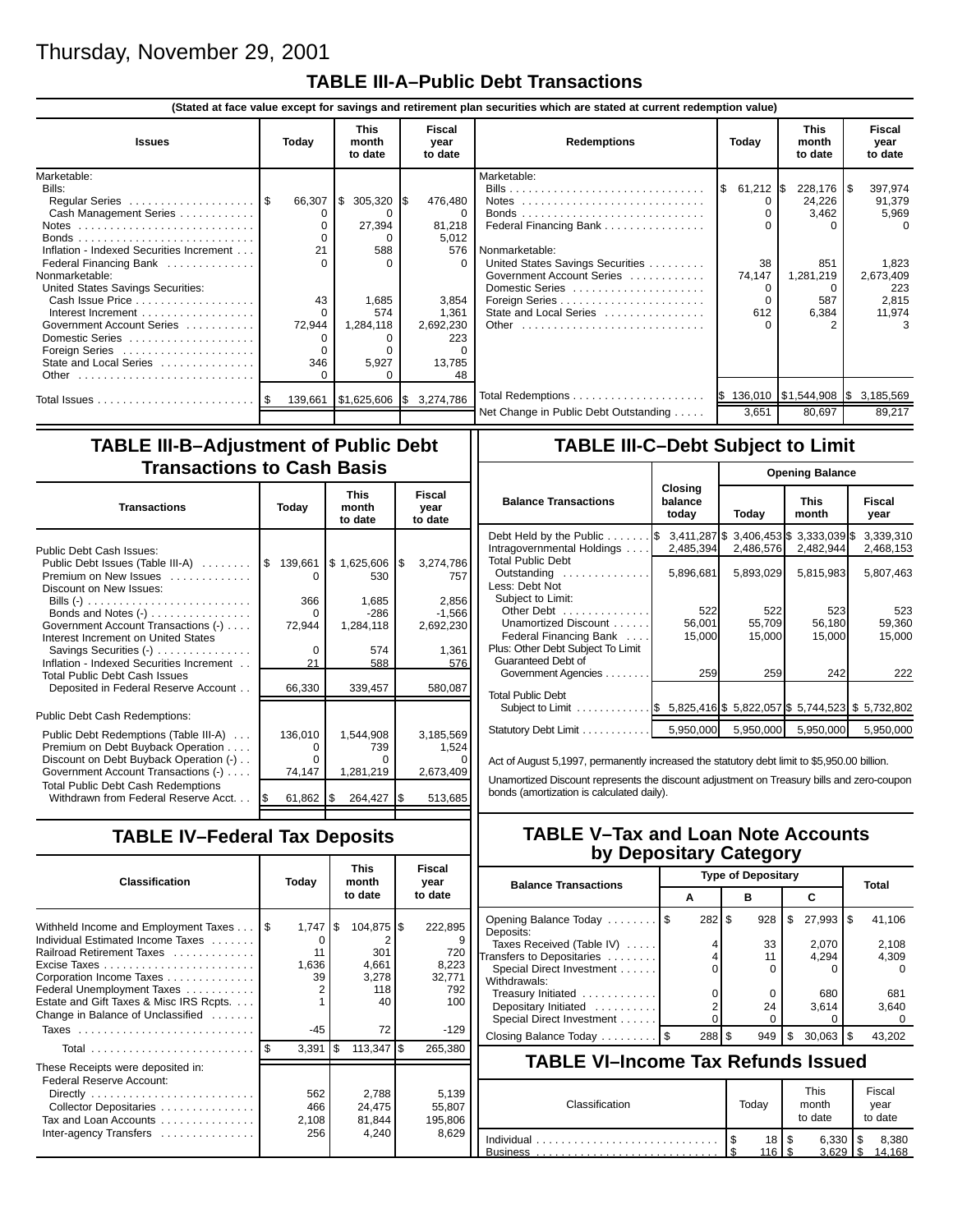Thursday, November 29, 2001

## TABLE III-A–Public Debt Transactions

(Stated at face value except for savings and retirement plan securities which are stated at current redemption value)

| Issues | Today | This month to date | Fiscal year to date |
|---|---|---|---|
| Marketable: | | | |
| Bills: | | | |
| Regular Series | $ 66,307 | $ 305,320 | $ 476,480 |
| Cash Management Series | 0 | 0 | 0 |
| Notes | 0 | 27,394 | 81,218 |
| Bonds | 0 | 0 | 5,012 |
| Inflation - Indexed Securities Increment | 21 | 588 | 576 |
| Federal Financing Bank | 0 | 0 | 0 |
| Nonmarketable: | | | |
| United States Savings Securities: | | | |
| Cash Issue Price | 43 | 1,685 | 3,854 |
| Interest Increment | 0 | 574 | 1,361 |
| Government Account Series | 72,944 | 1,284,118 | 2,692,230 |
| Domestic Series | 0 | 0 | 223 |
| Foreign Series | 0 | 0 | 0 |
| State and Local Series | 346 | 5,927 | 13,785 |
| Other | 0 | 0 | 48 |
| Total Issues | $ 139,661 | $1,625,606 | $ 3,274,786 |

| Redemptions | Today | This month to date | Fiscal year to date |
|---|---|---|---|
| Marketable: | | | |
| Bills | $ 61,212 | $ 228,176 | $ 397,974 |
| Notes | 0 | 24,226 | 91,379 |
| Bonds | 0 | 3,462 | 5,969 |
| Federal Financing Bank | 0 | 0 | 0 |
| Nonmarketable: | | | |
| United States Savings Securities | 38 | 851 | 1,823 |
| Government Account Series | 74,147 | 1,281,219 | 2,673,409 |
| Domestic Series | 0 | 0 | 223 |
| Foreign Series | 0 | 587 | 2,815 |
| State and Local Series | 612 | 6,384 | 11,974 |
| Other | 0 | 2 | 3 |
| Total Redemptions | $ 136,010 | $1,544,908 | $ 3,185,569 |
| Net Change in Public Debt Outstanding | 3,651 | 80,697 | 89,217 |

## TABLE III-B–Adjustment of Public Debt Transactions to Cash Basis

| Transactions | Today | This month to date | Fiscal year to date |
|---|---|---|---|
| Public Debt Cash Issues: | | | |
| Public Debt Issues (Table III-A) | $ 139,661 | $ 1,625,606 | $ 3,274,786 |
| Premium on New Issues | 0 | 530 | 757 |
| Discount on New Issues: | | | |
| Bills (-) | 366 | 1,685 | 2,856 |
| Bonds and Notes (-) | 0 | -286 | -1,566 |
| Government Account Transactions (-) | 72,944 | 1,284,118 | 2,692,230 |
| Interest Increment on United States Savings Securities (-) | 0 | 574 | 1,361 |
| Inflation - Indexed Securities Increment | 21 | 588 | 576 |
| Total Public Debt Cash Issues Deposited in Federal Reserve Account | 66,330 | 339,457 | 580,087 |
| Public Debt Cash Redemptions: | | | |
| Public Debt Redemptions (Table III-A) | 136,010 | 1,544,908 | 3,185,569 |
| Premium on Debt Buyback Operation | 0 | 739 | 1,524 |
| Discount on Debt Buyback Operation (-) | 0 | 0 | 0 |
| Government Account Transactions (-) | 74,147 | 1,281,219 | 2,673,409 |
| Total Public Debt Cash Redemptions Withdrawn from Federal Reserve Acct. | $ 61,862 | $ 264,427 | $ 513,685 |

## TABLE III-C–Debt Subject to Limit

| Balance Transactions | Closing balance today | Opening Balance Today | Opening Balance This month | Opening Balance Fiscal year |
|---|---|---|---|---|
| Debt Held by the Public | $ 3,411,287 | $ 3,406,453 | $ 3,333,039 | $ 3,339,310 |
| Intragovernmental Holdings | 2,485,394 | 2,486,576 | 2,482,944 | 2,468,153 |
| Total Public Debt Outstanding | 5,896,681 | 5,893,029 | 5,815,983 | 5,807,463 |
| Less: Debt Not Subject to Limit: | | | | |
| Other Debt | 522 | 522 | 523 | 523 |
| Unamortized Discount | 56,001 | 55,709 | 56,180 | 59,360 |
| Federal Financing Bank | 15,000 | 15,000 | 15,000 | 15,000 |
| Plus: Other Debt Subject To Limit Guaranteed Debt of Government Agencies | 259 | 259 | 242 | 222 |
| Total Public Debt Subject to Limit | $ 5,825,416 | $ 5,822,057 | $ 5,744,523 | $ 5,732,802 |
| Statutory Debt Limit | 5,950,000 | 5,950,000 | 5,950,000 | 5,950,000 |

Act of August 5,1997, permanently increased the statutory debt limit to $5,950.00 billion.

Unamortized Discount represents the discount adjustment on Treasury bills and zero-coupon bonds (amortization is calculated daily).

## TABLE IV–Federal Tax Deposits

| Classification | Today | This month to date | Fiscal year to date |
|---|---|---|---|
| Withheld Income and Employment Taxes | $ 1,747 | $ 104,875 | $ 222,895 |
| Individual Estimated Income Taxes | 0 | 2 | 9 |
| Railroad Retirement Taxes | 11 | 301 | 720 |
| Excise Taxes | 1,636 | 4,661 | 8,223 |
| Corporation Income Taxes | 39 | 3,278 | 32,771 |
| Federal Unemployment Taxes | 2 | 118 | 792 |
| Estate and Gift Taxes & Misc IRS Rcpts. | 1 | 40 | 100 |
| Change in Balance of Unclassified Taxes | -45 | 72 | -129 |
| Total | $ 3,391 | $ 113,347 | $ 265,380 |
| These Receipts were deposited in: | | | |
| Federal Reserve Account: | | | |
| Directly | 562 | 2,788 | 5,139 |
| Collector Depositaries | 466 | 24,475 | 55,807 |
| Tax and Loan Accounts | 2,108 | 81,844 | 195,806 |
| Inter-agency Transfers | 256 | 4,240 | 8,629 |

## TABLE V–Tax and Loan Note Accounts by Depositary Category

| Balance Transactions | Type of Depositary A | Type of Depositary B | Type of Depositary C | Total |
|---|---|---|---|---|
| Opening Balance Today | $ 282 | $ 928 | $ 27,993 | $ 41,106 |
| Deposits: | | | | |
| Taxes Received (Table IV) | 4 | 33 | 2,070 | 2,108 |
| Transfers to Depositaries | 4 | 11 | 4,294 | 4,309 |
| Special Direct Investment | 0 | 0 | 0 | 0 |
| Withdrawals: | | | | |
| Treasury Initiated | 0 | 0 | 680 | 681 |
| Depositary Initiated | 2 | 24 | 3,614 | 3,640 |
| Special Direct Investment | 0 | 0 | 0 | 0 |
| Closing Balance Today | $ 288 | $ 949 | $ 30,063 | $ 43,202 |

## TABLE VI–Income Tax Refunds Issued

| Classification | Today | This month to date | Fiscal year to date |
|---|---|---|---|
| Individual | $ 18 | $ 6,330 | $ 8,380 |
| Business | $ 116 | $ 3,629 | $ 14,168 |